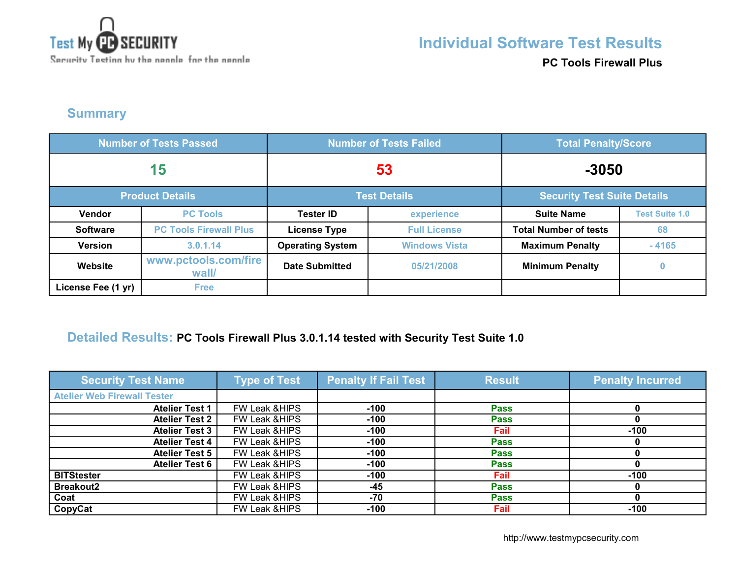Test My PC SECURITY
Security Testing by the people, for the people

# Individual Software Test Results

**PC Tools Firewall Plus**

## Summary

| Number of Tests Passed | | Number of Tests Failed | | Total Penalty/Score | |
|---|---|---|---|---|---|
| 15 | | 53 | | -3050 | |
| **Product Details** | | **Test Details** | | **Security Test Suite Details** | |
| **Vendor** | PC Tools | **Tester ID** | experience | **Suite Name** | Test Suite 1.0 |
| **Software** | PC Tools Firewall Plus | **License Type** | Full License | **Total Number of tests** | 68 |
| **Version** | 3.0.1.14 | **Operating System** | Windows Vista | **Maximum Penalty** | - 4165 |
| **Website** | www.pctools.com/firewall/ | **Date Submitted** | 05/21/2008 | **Minimum Penalty** | 0 |
| **License Fee (1 yr)** | Free | | | | |

## Detailed Results: PC Tools Firewall Plus 3.0.1.14 tested with Security Test Suite 1.0

| Security Test Name | Type of Test | Penalty If Fail Test | Result | Penalty Incurred |
|---|---|---|---|---|
| Atelier Web Firewall Tester | | | | |
| **Atelier Test 1** | FW Leak &HIPS | -100 | Pass | 0 |
| **Atelier Test 2** | FW Leak &HIPS | -100 | Pass | 0 |
| **Atelier Test 3** | FW Leak &HIPS | -100 | Fail | -100 |
| **Atelier Test 4** | FW Leak &HIPS | -100 | Pass | 0 |
| **Atelier Test 5** | FW Leak &HIPS | -100 | Pass | 0 |
| **Atelier Test 6** | FW Leak &HIPS | -100 | Pass | 0 |
| **BITStester** | FW Leak &HIPS | -100 | Fail | -100 |
| **Breakout2** | FW Leak &HIPS | -45 | Pass | 0 |
| **Coat** | FW Leak &HIPS | -70 | Pass | 0 |
| **CopyCat** | FW Leak &HIPS | -100 | Fail | -100 |

http://www.testmypcsecurity.com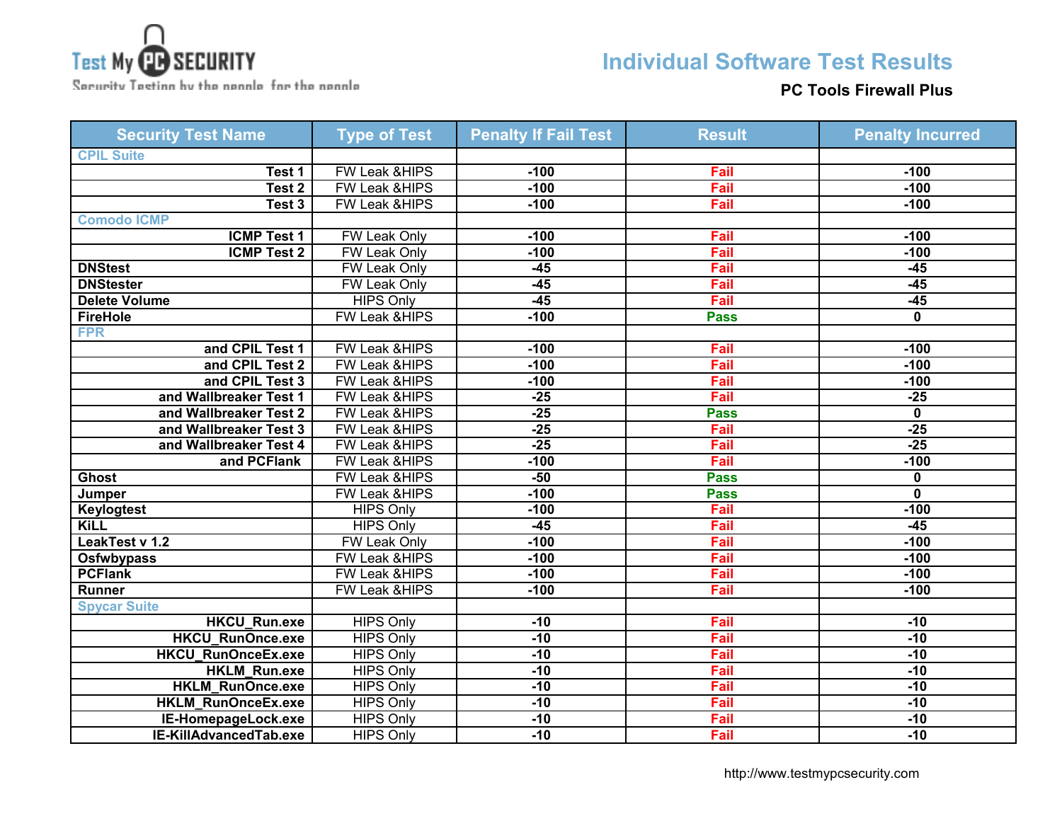# Individual Software Test Results

**PC Tools Firewall Plus**

| Security Test Name | Type of Test | Penalty If Fail Test | Result | Penalty Incurred |
|---|---|---|---|---|
| CPIL Suite | | | | |
| Test 1 | FW Leak &HIPS | -100 | Fail | -100 |
| Test 2 | FW Leak &HIPS | -100 | Fail | -100 |
| Test 3 | FW Leak &HIPS | -100 | Fail | -100 |
| Comodo ICMP | | | | |
| ICMP Test 1 | FW Leak Only | -100 | Fail | -100 |
| ICMP Test 2 | FW Leak Only | -100 | Fail | -100 |
| DNStest | FW Leak Only | -45 | Fail | -45 |
| DNStester | FW Leak Only | -45 | Fail | -45 |
| Delete Volume | HIPS Only | -45 | Fail | -45 |
| FireHole | FW Leak &HIPS | -100 | Pass | 0 |
| FPR | | | | |
| and CPIL Test 1 | FW Leak &HIPS | -100 | Fail | -100 |
| and CPIL Test 2 | FW Leak &HIPS | -100 | Fail | -100 |
| and CPIL Test 3 | FW Leak &HIPS | -100 | Fail | -100 |
| and Wallbreaker Test 1 | FW Leak &HIPS | -25 | Fail | -25 |
| and Wallbreaker Test 2 | FW Leak &HIPS | -25 | Pass | 0 |
| and Wallbreaker Test 3 | FW Leak &HIPS | -25 | Fail | -25 |
| and Wallbreaker Test 4 | FW Leak &HIPS | -25 | Fail | -25 |
| and PCFlank | FW Leak &HIPS | -100 | Fail | -100 |
| Ghost | FW Leak &HIPS | -50 | Pass | 0 |
| Jumper | FW Leak &HIPS | -100 | Pass | 0 |
| Keylogtest | HIPS Only | -100 | Fail | -100 |
| KiLL | HIPS Only | -45 | Fail | -45 |
| LeakTest v 1.2 | FW Leak Only | -100 | Fail | -100 |
| Osfwbypass | FW Leak &HIPS | -100 | Fail | -100 |
| PCFlank | FW Leak &HIPS | -100 | Fail | -100 |
| Runner | FW Leak &HIPS | -100 | Fail | -100 |
| Spycar Suite | | | | |
| HKCU_Run.exe | HIPS Only | -10 | Fail | -10 |
| HKCU_RunOnce.exe | HIPS Only | -10 | Fail | -10 |
| HKCU_RunOnceEx.exe | HIPS Only | -10 | Fail | -10 |
| HKLM_Run.exe | HIPS Only | -10 | Fail | -10 |
| HKLM_RunOnce.exe | HIPS Only | -10 | Fail | -10 |
| HKLM_RunOnceEx.exe | HIPS Only | -10 | Fail | -10 |
| IE-HomepageLock.exe | HIPS Only | -10 | Fail | -10 |
| IE-KillAdvancedTab.exe | HIPS Only | -10 | Fail | -10 |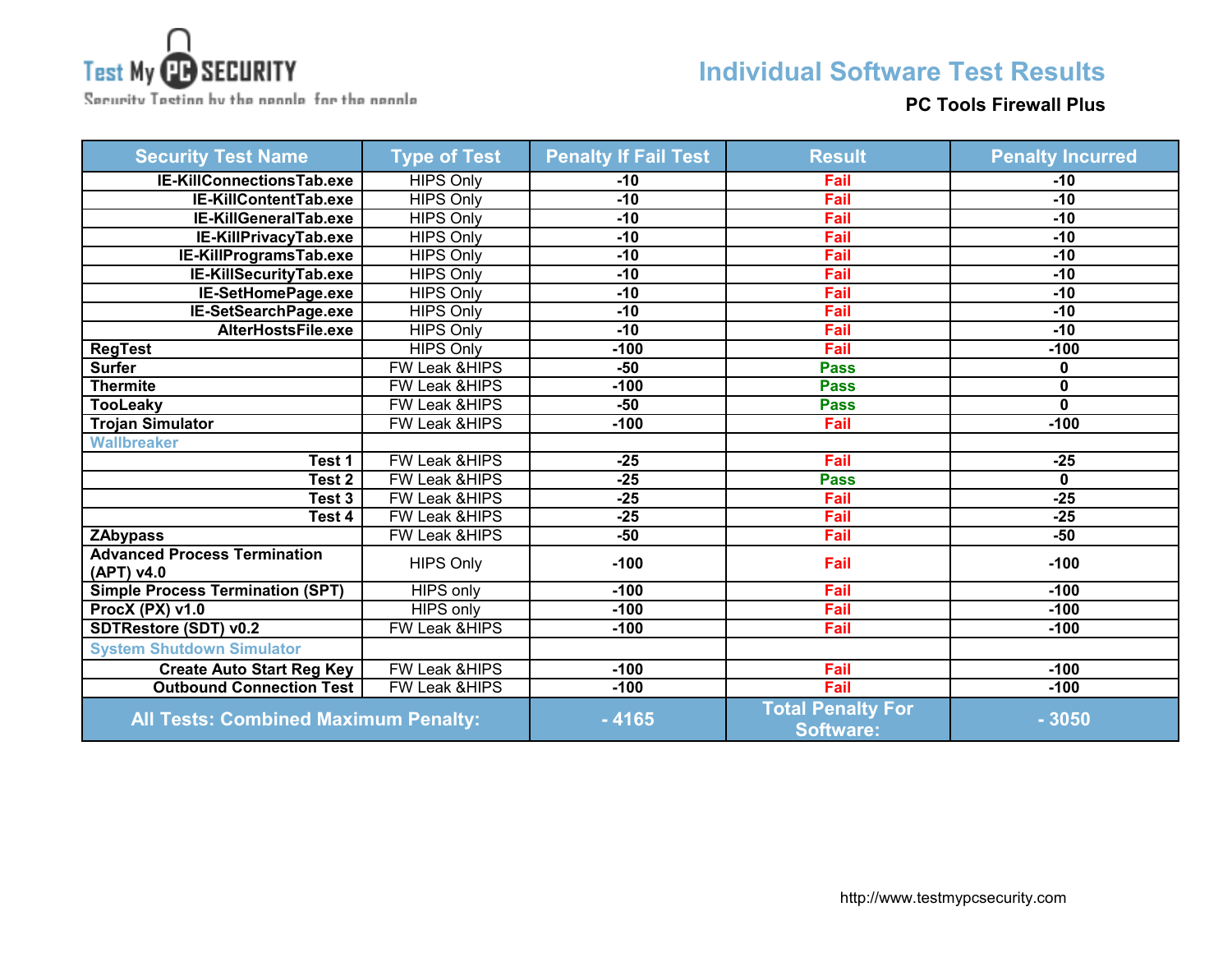Test My PC SECURITY
Security Testing by the people, for the people

# Individual Software Test Results

**PC Tools Firewall Plus**

| Security Test Name | Type of Test | Penalty If Fail Test | Result | Penalty Incurred |
|---|---|---|---|---|
| IE-KillConnectionsTab.exe | HIPS Only | -10 | Fail | -10 |
| IE-KillContentTab.exe | HIPS Only | -10 | Fail | -10 |
| IE-KillGeneralTab.exe | HIPS Only | -10 | Fail | -10 |
| IE-KillPrivacyTab.exe | HIPS Only | -10 | Fail | -10 |
| IE-KillProgramsTab.exe | HIPS Only | -10 | Fail | -10 |
| IE-KillSecurityTab.exe | HIPS Only | -10 | Fail | -10 |
| IE-SetHomePage.exe | HIPS Only | -10 | Fail | -10 |
| IE-SetSearchPage.exe | HIPS Only | -10 | Fail | -10 |
| AlterHostsFile.exe | HIPS Only | -10 | Fail | -10 |
| RegTest | HIPS Only | -100 | Fail | -100 |
| Surfer | FW Leak &HIPS | -50 | Pass | 0 |
| Thermite | FW Leak &HIPS | -100 | Pass | 0 |
| TooLeaky | FW Leak &HIPS | -50 | Pass | 0 |
| Trojan Simulator | FW Leak &HIPS | -100 | Fail | -100 |
| Wallbreaker | | | | |
| Test 1 | FW Leak &HIPS | -25 | Fail | -25 |
| Test 2 | FW Leak &HIPS | -25 | Pass | 0 |
| Test 3 | FW Leak &HIPS | -25 | Fail | -25 |
| Test 4 | FW Leak &HIPS | -25 | Fail | -25 |
| ZAbypass | FW Leak &HIPS | -50 | Fail | -50 |
| Advanced Process Termination (APT) v4.0 | HIPS Only | -100 | Fail | -100 |
| Simple Process Termination (SPT) | HIPS only | -100 | Fail | -100 |
| ProcX (PX) v1.0 | HIPS only | -100 | Fail | -100 |
| SDTRestore (SDT) v0.2 | FW Leak &HIPS | -100 | Fail | -100 |
| System Shutdown Simulator | | | | |
| Create Auto Start Reg Key | FW Leak &HIPS | -100 | Fail | -100 |
| Outbound Connection Test | FW Leak &HIPS | -100 | Fail | -100 |
| **All Tests: Combined Maximum Penalty:** | | **- 4165** | **Total Penalty For Software:** | **- 3050** |

http://www.testmypcsecurity.com